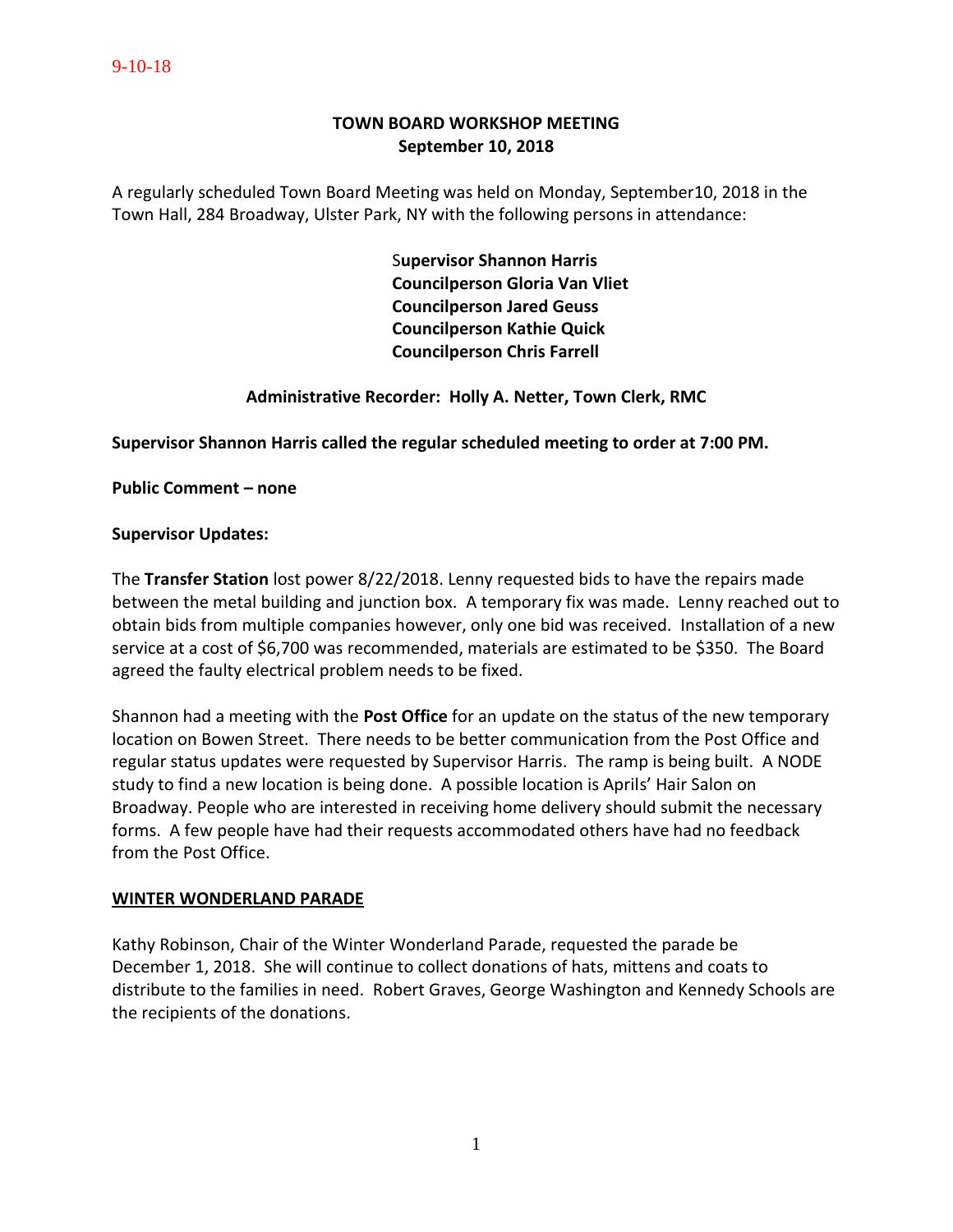9-10-18

# TOWN BOARD WORKSHOP MEETING
## September 10, 2018

A regularly scheduled Town Board Meeting was held on Monday, September10, 2018 in the Town Hall, 284 Broadway, Ulster Park, NY with the following persons in attendance:

**Supervisor Shannon Harris**
**Councilperson Gloria Van Vliet**
**Councilperson Jared Geuss**
**Councilperson Kathie Quick**
**Councilperson Chris Farrell**

**Administrative Recorder: Holly A. Netter, Town Clerk, RMC**

**Supervisor Shannon Harris called the regular scheduled meeting to order at 7:00 PM.**

**Public Comment – none**

**Supervisor Updates:**

The **Transfer Station** lost power 8/22/2018. Lenny requested bids to have the repairs made between the metal building and junction box. A temporary fix was made. Lenny reached out to obtain bids from multiple companies however, only one bid was received. Installation of a new service at a cost of $6,700 was recommended, materials are estimated to be $350. The Board agreed the faulty electrical problem needs to be fixed.

Shannon had a meeting with the **Post Office** for an update on the status of the new temporary location on Bowen Street. There needs to be better communication from the Post Office and regular status updates were requested by Supervisor Harris. The ramp is being built. A NODE study to find a new location is being done. A possible location is Aprils' Hair Salon on Broadway. People who are interested in receiving home delivery should submit the necessary forms. A few people have had their requests accommodated others have had no feedback from the Post Office.

**WINTER WONDERLAND PARADE**

Kathy Robinson, Chair of the Winter Wonderland Parade, requested the parade be December 1, 2018. She will continue to collect donations of hats, mittens and coats to distribute to the families in need. Robert Graves, George Washington and Kennedy Schools are the recipients of the donations.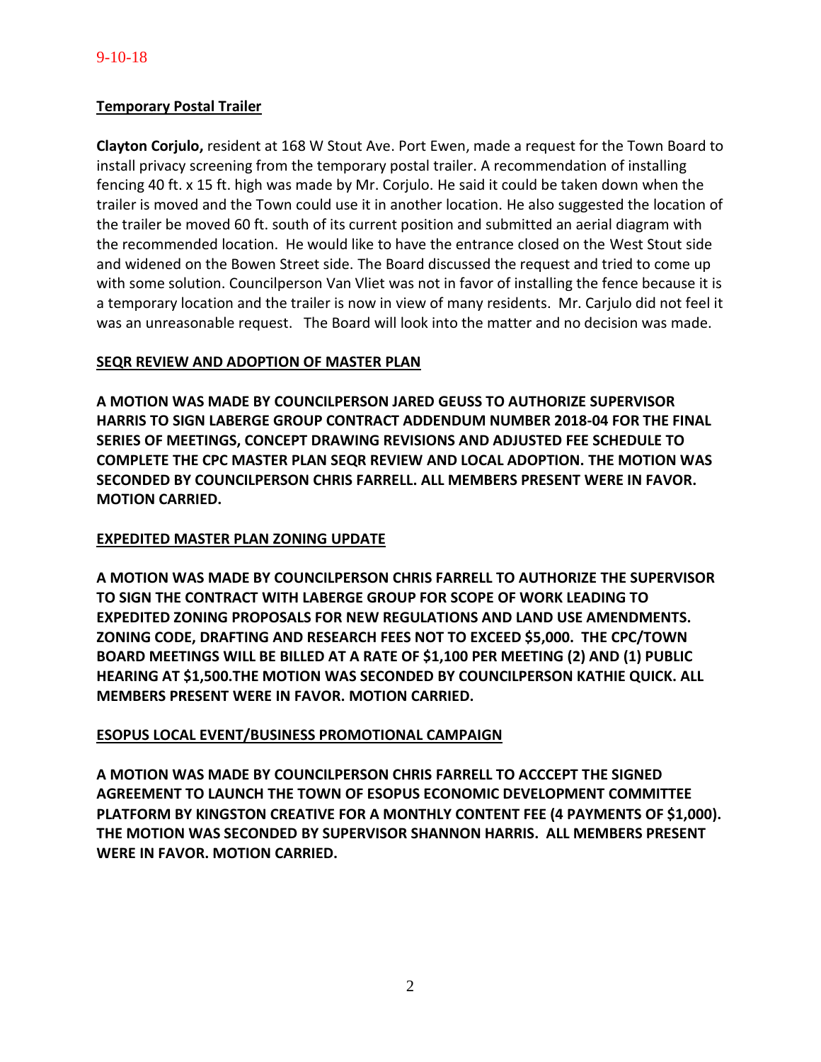9-10-18

**Temporary Postal Trailer**

**Clayton Corjulo,** resident at 168 W Stout Ave. Port Ewen, made a request for the Town Board to install privacy screening from the temporary postal trailer. A recommendation of installing fencing 40 ft. x 15 ft. high was made by Mr. Corjulo. He said it could be taken down when the trailer is moved and the Town could use it in another location. He also suggested the location of the trailer be moved 60 ft. south of its current position and submitted an aerial diagram with the recommended location. He would like to have the entrance closed on the West Stout side and widened on the Bowen Street side. The Board discussed the request and tried to come up with some solution. Councilperson Van Vliet was not in favor of installing the fence because it is a temporary location and the trailer is now in view of many residents. Mr. Carjulo did not feel it was an unreasonable request. The Board will look into the matter and no decision was made.

**SEQR REVIEW AND ADOPTION OF MASTER PLAN**

**A MOTION WAS MADE BY COUNCILPERSON JARED GEUSS TO AUTHORIZE SUPERVISOR HARRIS TO SIGN LABERGE GROUP CONTRACT ADDENDUM NUMBER 2018-04 FOR THE FINAL SERIES OF MEETINGS, CONCEPT DRAWING REVISIONS AND ADJUSTED FEE SCHEDULE TO COMPLETE THE CPC MASTER PLAN SEQR REVIEW AND LOCAL ADOPTION. THE MOTION WAS SECONDED BY COUNCILPERSON CHRIS FARRELL. ALL MEMBERS PRESENT WERE IN FAVOR. MOTION CARRIED.**

**EXPEDITED MASTER PLAN ZONING UPDATE**

**A MOTION WAS MADE BY COUNCILPERSON CHRIS FARRELL TO AUTHORIZE THE SUPERVISOR TO SIGN THE CONTRACT WITH LABERGE GROUP FOR SCOPE OF WORK LEADING TO EXPEDITED ZONING PROPOSALS FOR NEW REGULATIONS AND LAND USE AMENDMENTS. ZONING CODE, DRAFTING AND RESEARCH FEES NOT TO EXCEED $5,000. THE CPC/TOWN BOARD MEETINGS WILL BE BILLED AT A RATE OF $1,100 PER MEETING (2) AND (1) PUBLIC HEARING AT $1,500.THE MOTION WAS SECONDED BY COUNCILPERSON KATHIE QUICK. ALL MEMBERS PRESENT WERE IN FAVOR. MOTION CARRIED.**

**ESOPUS LOCAL EVENT/BUSINESS PROMOTIONAL CAMPAIGN**

**A MOTION WAS MADE BY COUNCILPERSON CHRIS FARRELL TO ACCCEPT THE SIGNED AGREEMENT TO LAUNCH THE TOWN OF ESOPUS ECONOMIC DEVELOPMENT COMMITTEE PLATFORM BY KINGSTON CREATIVE FOR A MONTHLY CONTENT FEE (4 PAYMENTS OF $1,000). THE MOTION WAS SECONDED BY SUPERVISOR SHANNON HARRIS. ALL MEMBERS PRESENT WERE IN FAVOR. MOTION CARRIED.**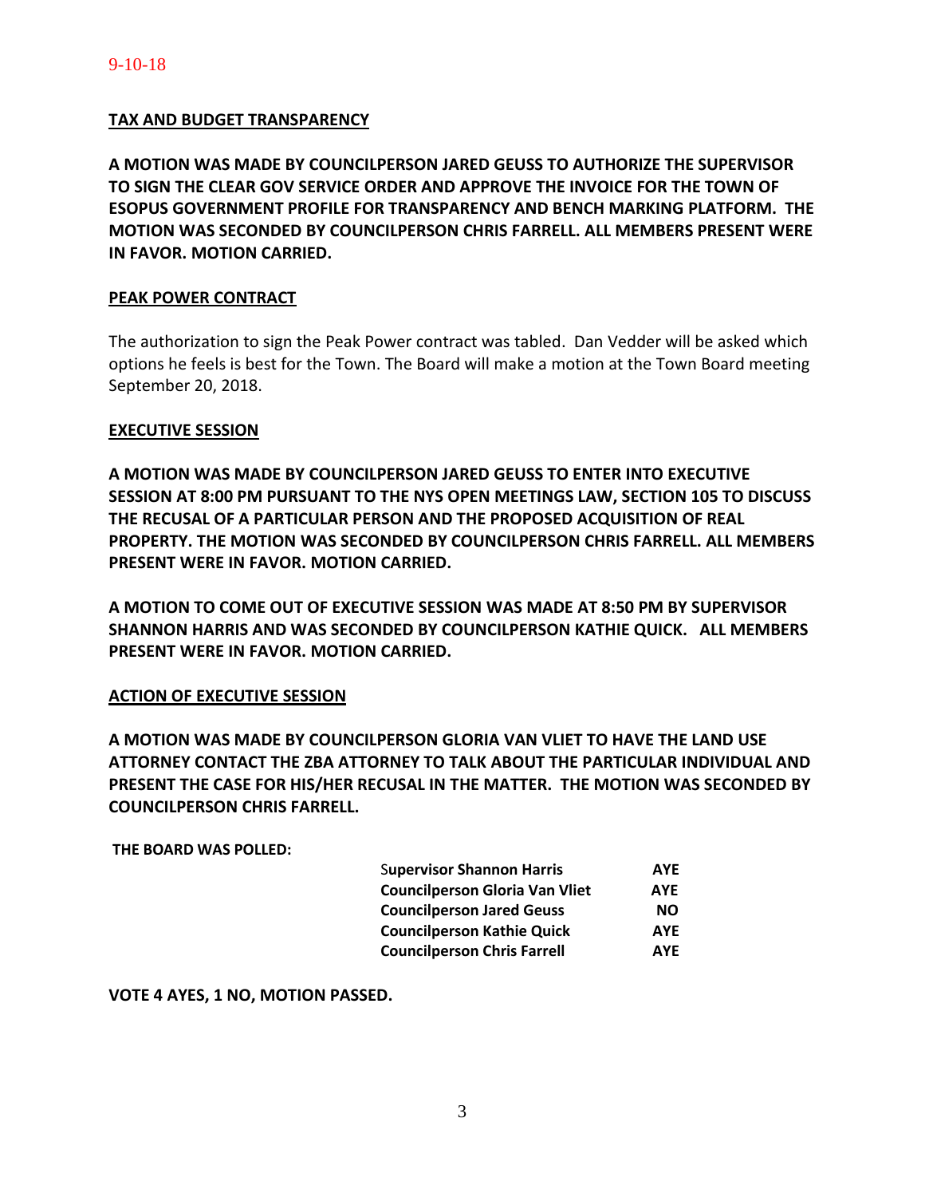9-10-18

**TAX AND BUDGET TRANSPARENCY**

**A MOTION WAS MADE BY COUNCILPERSON JARED GEUSS TO AUTHORIZE THE SUPERVISOR TO SIGN THE CLEAR GOV SERVICE ORDER AND APPROVE THE INVOICE FOR THE TOWN OF ESOPUS GOVERNMENT PROFILE FOR TRANSPARENCY AND BENCH MARKING PLATFORM. THE MOTION WAS SECONDED BY COUNCILPERSON CHRIS FARRELL. ALL MEMBERS PRESENT WERE IN FAVOR. MOTION CARRIED.**

**PEAK POWER CONTRACT**

The authorization to sign the Peak Power contract was tabled. Dan Vedder will be asked which options he feels is best for the Town. The Board will make a motion at the Town Board meeting September 20, 2018.

**EXECUTIVE SESSION**

**A MOTION WAS MADE BY COUNCILPERSON JARED GEUSS TO ENTER INTO EXECUTIVE SESSION AT 8:00 PM PURSUANT TO THE NYS OPEN MEETINGS LAW, SECTION 105 TO DISCUSS THE RECUSAL OF A PARTICULAR PERSON AND THE PROPOSED ACQUISITION OF REAL PROPERTY. THE MOTION WAS SECONDED BY COUNCILPERSON CHRIS FARRELL. ALL MEMBERS PRESENT WERE IN FAVOR. MOTION CARRIED.**

**A MOTION TO COME OUT OF EXECUTIVE SESSION WAS MADE AT 8:50 PM BY SUPERVISOR SHANNON HARRIS AND WAS SECONDED BY COUNCILPERSON KATHIE QUICK. ALL MEMBERS PRESENT WERE IN FAVOR. MOTION CARRIED.**

**ACTION OF EXECUTIVE SESSION**

**A MOTION WAS MADE BY COUNCILPERSON GLORIA VAN VLIET TO HAVE THE LAND USE ATTORNEY CONTACT THE ZBA ATTORNEY TO TALK ABOUT THE PARTICULAR INDIVIDUAL AND PRESENT THE CASE FOR HIS/HER RECUSAL IN THE MATTER. THE MOTION WAS SECONDED BY COUNCILPERSON CHRIS FARRELL.**

**THE BOARD WAS POLLED:**

| | |
|---|---|
| **Supervisor Shannon Harris** | **AYE** |
| **Councilperson Gloria Van Vliet** | **AYE** |
| **Councilperson Jared Geuss** | **NO** |
| **Councilperson Kathie Quick** | **AYE** |
| **Councilperson Chris Farrell** | **AYE** |

**VOTE 4 AYES, 1 NO, MOTION PASSED.**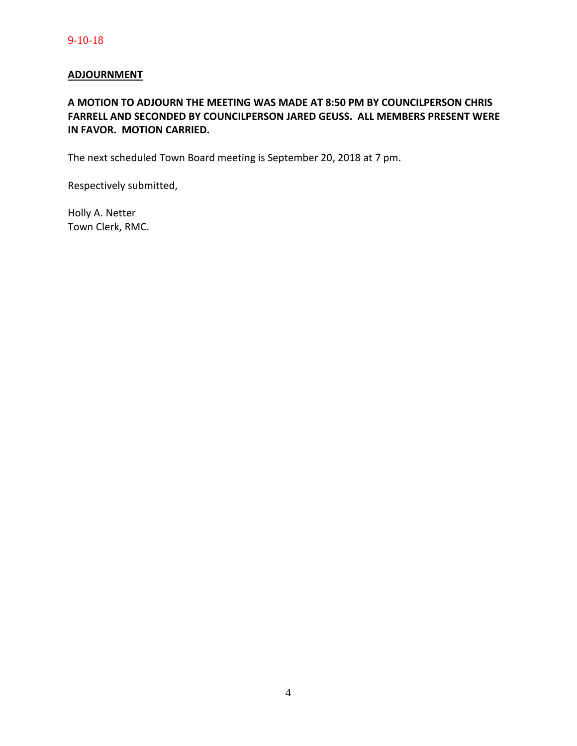9-10-18

## ADJOURNMENT

**A MOTION TO ADJOURN THE MEETING WAS MADE AT 8:50 PM BY COUNCILPERSON CHRIS FARRELL AND SECONDED BY COUNCILPERSON JARED GEUSS. ALL MEMBERS PRESENT WERE IN FAVOR. MOTION CARRIED.**

The next scheduled Town Board meeting is September 20, 2018 at 7 pm.

Respectively submitted,

Holly A. Netter
Town Clerk, RMC.